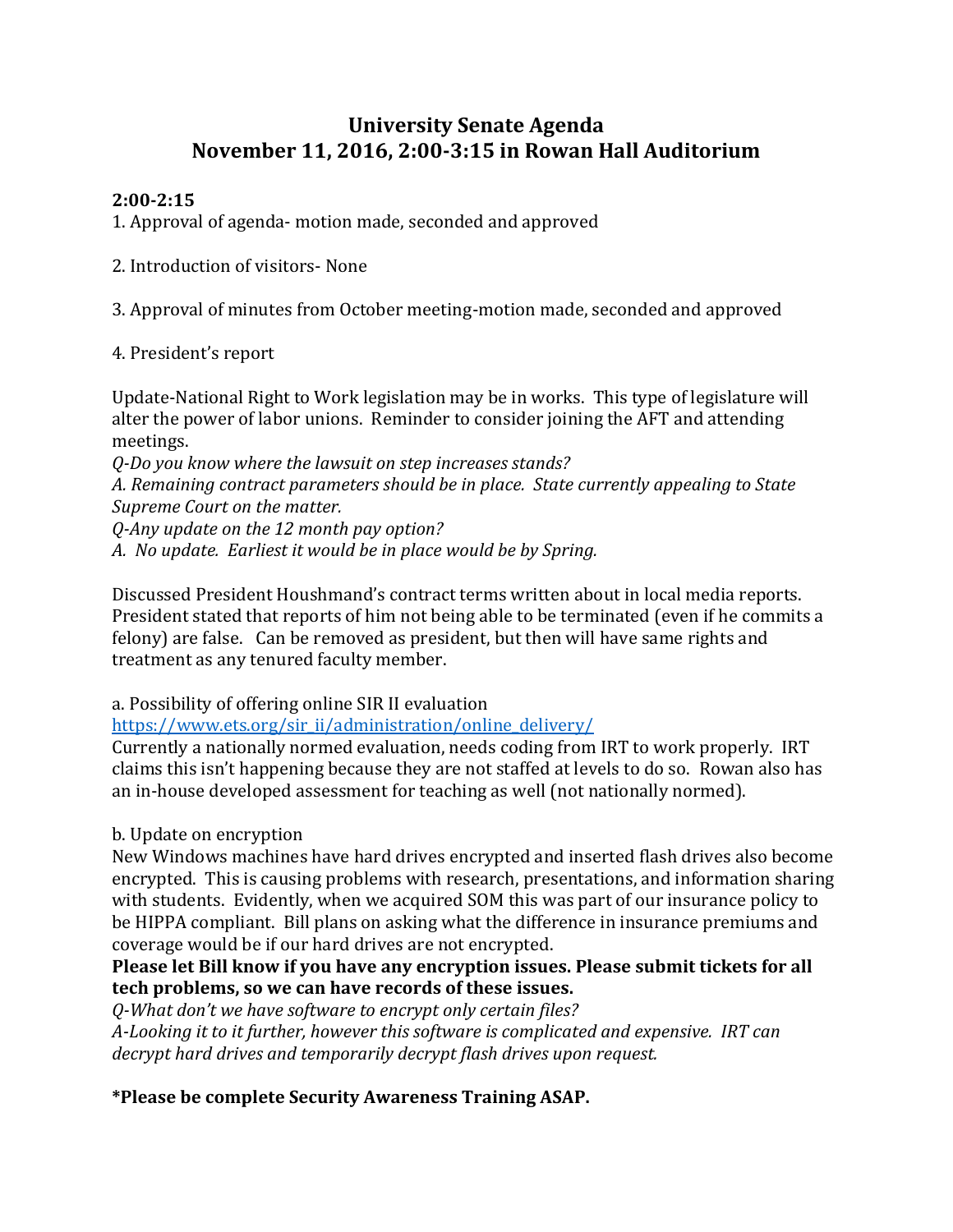# University Senate Agenda
# November 11, 2016, 2:00-3:15 in Rowan Hall Auditorium

**2:00-2:15**

1. Approval of agenda- motion made, seconded and approved

2. Introduction of visitors- None

3. Approval of minutes from October meeting-motion made, seconded and approved

4. President's report

Update-National Right to Work legislation may be in works. This type of legislature will alter the power of labor unions. Reminder to consider joining the AFT and attending meetings.

*Q-Do you know where the lawsuit on step increases stands?*

*A. Remaining contract parameters should be in place. State currently appealing to State Supreme Court on the matter.*

*Q-Any update on the 12 month pay option?*

*A. No update. Earliest it would be in place would be by Spring.*

Discussed President Houshmand's contract terms written about in local media reports. President stated that reports of him not being able to be terminated (even if he commits a felony) are false. Can be removed as president, but then will have same rights and treatment as any tenured faculty member.

a. Possibility of offering online SIR II evaluation
[https://www.ets.org/sir_ii/administration/online_delivery/](https://www.ets.org/sir_ii/administration/online_delivery/)
Currently a nationally normed evaluation, needs coding from IRT to work properly. IRT claims this isn't happening because they are not staffed at levels to do so. Rowan also has an in-house developed assessment for teaching as well (not nationally normed).

b. Update on encryption
New Windows machines have hard drives encrypted and inserted flash drives also become encrypted. This is causing problems with research, presentations, and information sharing with students. Evidently, when we acquired SOM this was part of our insurance policy to be HIPPA compliant. Bill plans on asking what the difference in insurance premiums and coverage would be if our hard drives are not encrypted.

**Please let Bill know if you have any encryption issues. Please submit tickets for all tech problems, so we can have records of these issues.**

*Q-What don't we have software to encrypt only certain files?*

*A-Looking it to it further, however this software is complicated and expensive. IRT can decrypt hard drives and temporarily decrypt flash drives upon request.*

**\*Please be complete Security Awareness Training ASAP.**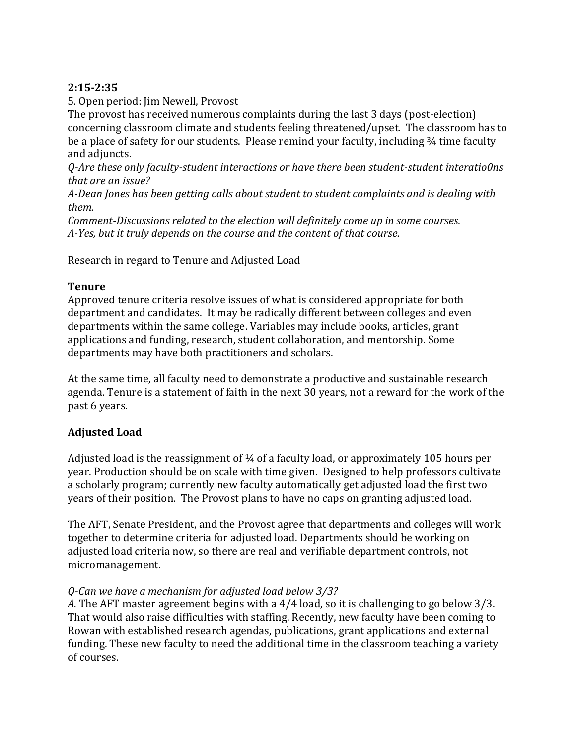**2:15-2:35**

5. Open period: Jim Newell, Provost

The provost has received numerous complaints during the last 3 days (post-election) concerning classroom climate and students feeling threatened/upset. The classroom has to be a place of safety for our students. Please remind your faculty, including ¾ time faculty and adjuncts.

*Q-Are these only faculty-student interactions or have there been student-student interatio0ns that are an issue?*

*A-Dean Jones has been getting calls about student to student complaints and is dealing with them.*

*Comment-Discussions related to the election will definitely come up in some courses.*

*A-Yes, but it truly depends on the course and the content of that course.*

Research in regard to Tenure and Adjusted Load

**Tenure**

Approved tenure criteria resolve issues of what is considered appropriate for both department and candidates. It may be radically different between colleges and even departments within the same college. Variables may include books, articles, grant applications and funding, research, student collaboration, and mentorship. Some departments may have both practitioners and scholars.

At the same time, all faculty need to demonstrate a productive and sustainable research agenda. Tenure is a statement of faith in the next 30 years, not a reward for the work of the past 6 years.

**Adjusted Load**

Adjusted load is the reassignment of ¼ of a faculty load, or approximately 105 hours per year. Production should be on scale with time given. Designed to help professors cultivate a scholarly program; currently new faculty automatically get adjusted load the first two years of their position. The Provost plans to have no caps on granting adjusted load.

The AFT, Senate President, and the Provost agree that departments and colleges will work together to determine criteria for adjusted load. Departments should be working on adjusted load criteria now, so there are real and verifiable department controls, not micromanagement.

*Q-Can we have a mechanism for adjusted load below 3/3?*

*A.* The AFT master agreement begins with a 4/4 load, so it is challenging to go below 3/3. That would also raise difficulties with staffing. Recently, new faculty have been coming to Rowan with established research agendas, publications, grant applications and external funding. These new faculty to need the additional time in the classroom teaching a variety of courses.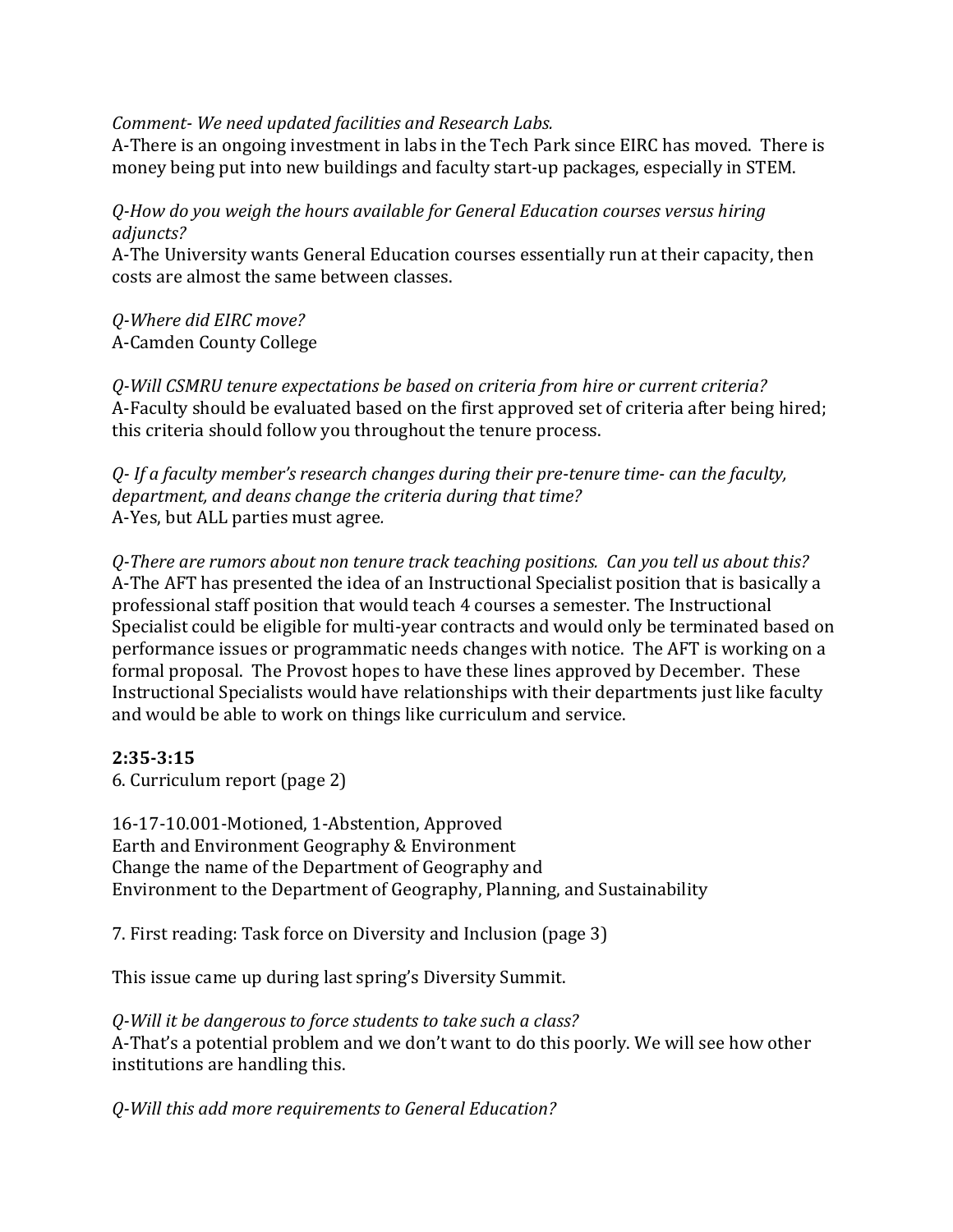*Comment- We need updated facilities and Research Labs.*
A-There is an ongoing investment in labs in the Tech Park since EIRC has moved. There is money being put into new buildings and faculty start-up packages, especially in STEM.

*Q-How do you weigh the hours available for General Education courses versus hiring adjuncts?*
A-The University wants General Education courses essentially run at their capacity, then costs are almost the same between classes.

*Q-Where did EIRC move?*
A-Camden County College

*Q-Will CSMRU tenure expectations be based on criteria from hire or current criteria?*
A-Faculty should be evaluated based on the first approved set of criteria after being hired; this criteria should follow you throughout the tenure process.

*Q- If a faculty member's research changes during their pre-tenure time- can the faculty, department, and deans change the criteria during that time?*
A-Yes, but ALL parties must agree.

*Q-There are rumors about non tenure track teaching positions. Can you tell us about this?*
A-The AFT has presented the idea of an Instructional Specialist position that is basically a professional staff position that would teach 4 courses a semester. The Instructional Specialist could be eligible for multi-year contracts and would only be terminated based on performance issues or programmatic needs changes with notice. The AFT is working on a formal proposal. The Provost hopes to have these lines approved by December. These Instructional Specialists would have relationships with their departments just like faculty and would be able to work on things like curriculum and service.

**2:35-3:15**
6. Curriculum report (page 2)

16-17-10.001-Motioned, 1-Abstention, Approved
Earth and Environment Geography & Environment
Change the name of the Department of Geography and
Environment to the Department of Geography, Planning, and Sustainability

7. First reading: Task force on Diversity and Inclusion (page 3)

This issue came up during last spring's Diversity Summit.

*Q-Will it be dangerous to force students to take such a class?*
A-That's a potential problem and we don't want to do this poorly. We will see how other institutions are handling this.

*Q-Will this add more requirements to General Education?*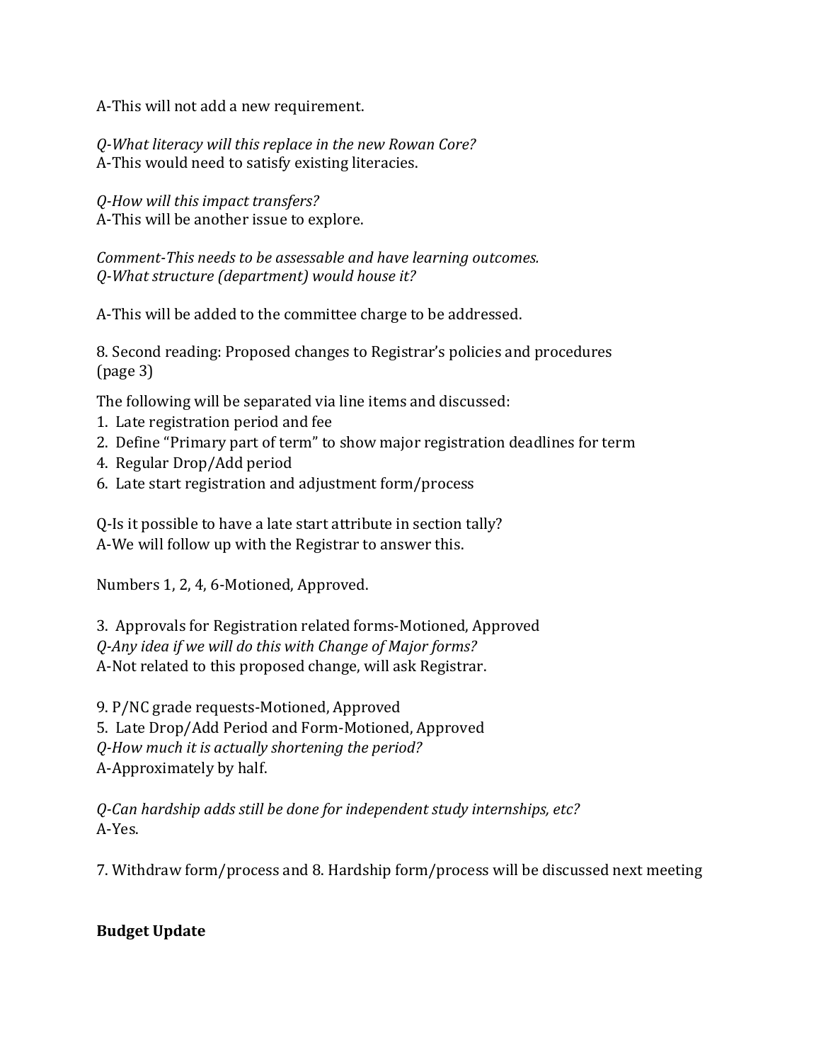A-This will not add a new requirement.

*Q-What literacy will this replace in the new Rowan Core?*
A-This would need to satisfy existing literacies.

*Q-How will this impact transfers?*
A-This will be another issue to explore.

*Comment-This needs to be assessable and have learning outcomes.*
*Q-What structure (department) would house it?*

A-This will be added to the committee charge to be addressed.

8. Second reading: Proposed changes to Registrar's policies and procedures (page 3)

The following will be separated via line items and discussed:

1. Late registration period and fee
2. Define "Primary part of term" to show major registration deadlines for term
4. Regular Drop/Add period
6. Late start registration and adjustment form/process

Q-Is it possible to have a late start attribute in section tally?
A-We will follow up with the Registrar to answer this.

Numbers 1, 2, 4, 6-Motioned, Approved.

3. Approvals for Registration related forms-Motioned, Approved

*Q-Any idea if we will do this with Change of Major forms?*
A-Not related to this proposed change, will ask Registrar.

9. P/NC grade requests-Motioned, Approved
5. Late Drop/Add Period and Form-Motioned, Approved

*Q-How much it is actually shortening the period?*
A-Approximately by half.

*Q-Can hardship adds still be done for independent study internships, etc?*
A-Yes.

7. Withdraw form/process and 8. Hardship form/process will be discussed next meeting

**Budget Update**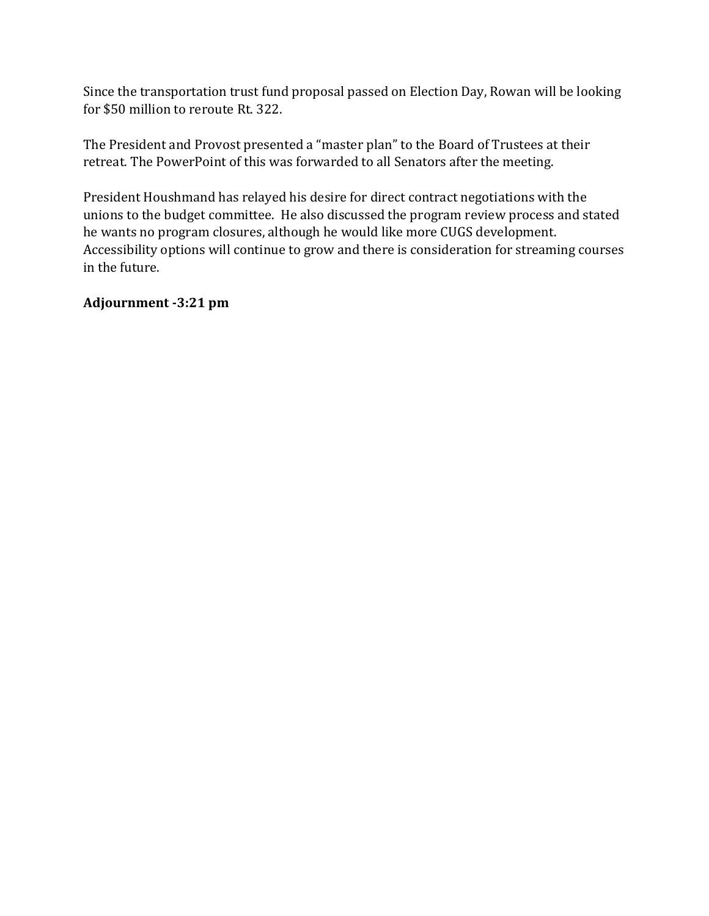Since the transportation trust fund proposal passed on Election Day, Rowan will be looking for $50 million to reroute Rt. 322.

The President and Provost presented a "master plan" to the Board of Trustees at their retreat. The PowerPoint of this was forwarded to all Senators after the meeting.

President Houshmand has relayed his desire for direct contract negotiations with the unions to the budget committee. He also discussed the program review process and stated he wants no program closures, although he would like more CUGS development. Accessibility options will continue to grow and there is consideration for streaming courses in the future.

**Adjournment -3:21 pm**